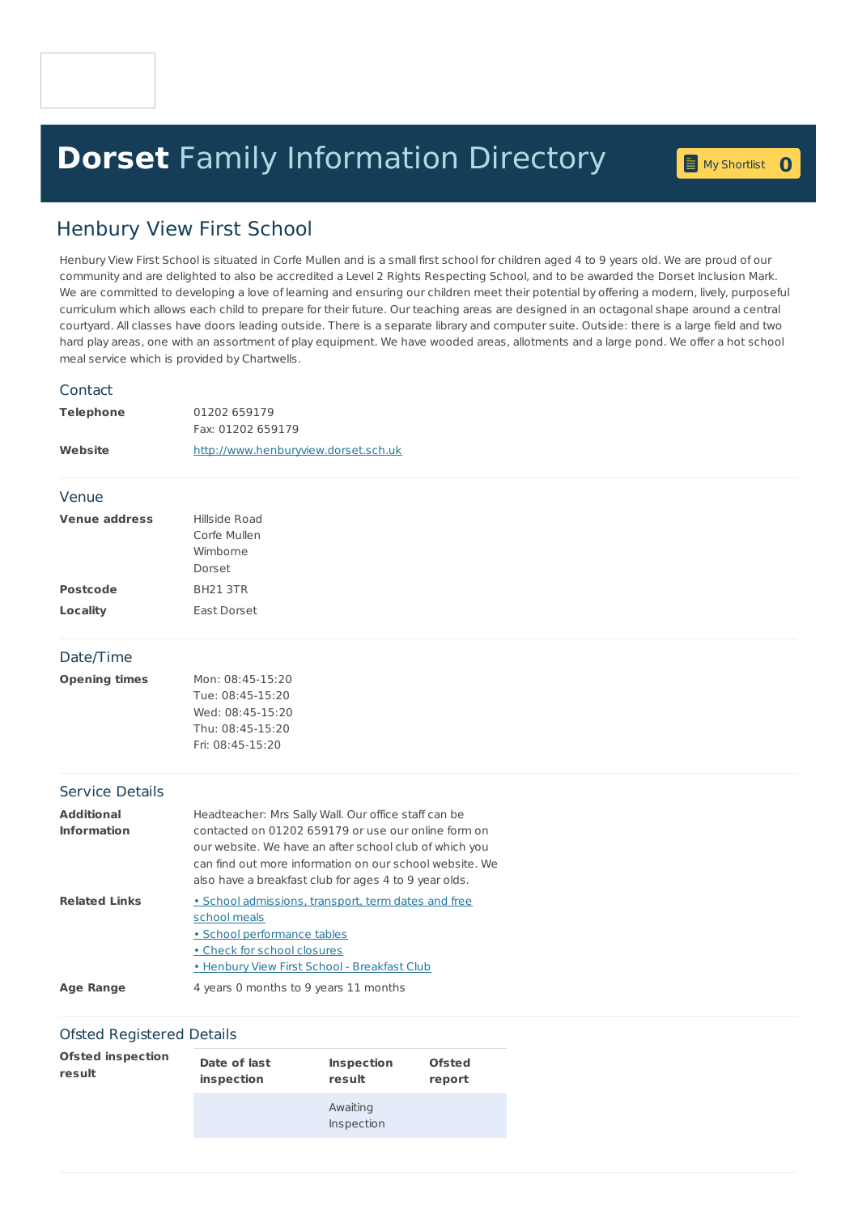# **Dorset** Family Information Directory

My Shortlist 0

## Henbury View First School

Henbury View First School is situated in Corfe Mullen and is a small first school for children aged 4 to 9 years old. We are proud of our community and are delighted to also be accredited a Level 2 Rights Respecting School, and to be awarded the Dorset Inclusion Mark. We are committed to developing a love of learning and ensuring our children meet their potential by offering a modern, lively, purposeful curriculum which allows each child to prepare for their future. Our teaching areas are designed in an octagonal shape around a central courtyard. All classes have doors leading outside. There is a separate library and computer suite. Outside: there is a large field and two hard play areas, one with an assortment of play equipment. We have wooded areas, allotments and a large pond. We offer a hot school meal service which is provided by Chartwells.

### Contact

**Telephone**
01202 659179
Fax: 01202 659179

**Website**
http://www.henburyview.dorset.sch.uk

### Venue

**Venue address**
Hillside Road
Corfe Mullen
Wimborne
Dorset

**Postcode**
BH21 3TR

**Locality**
East Dorset

### Date/Time

**Opening times**
Mon: 08:45-15:20
Tue: 08:45-15:20
Wed: 08:45-15:20
Thu: 08:45-15:20
Fri: 08:45-15:20

### Service Details

**Additional Information**
Headteacher: Mrs Sally Wall. Our office staff can be contacted on 01202 659179 or use our online form on our website. We have an after school club of which you can find out more information on our school website. We also have a breakfast club for ages 4 to 9 year olds.

**Related Links**
- School admissions, transport, term dates and free school meals
- School performance tables
- Check for school closures
- Henbury View First School - Breakfast Club

**Age Range**
4 years 0 months to 9 years 11 months

### Ofsted Registered Details

**Ofsted inspection result**

| Date of last inspection | Inspection result | Ofsted report |
|---|---|---|
| | Awaiting Inspection | |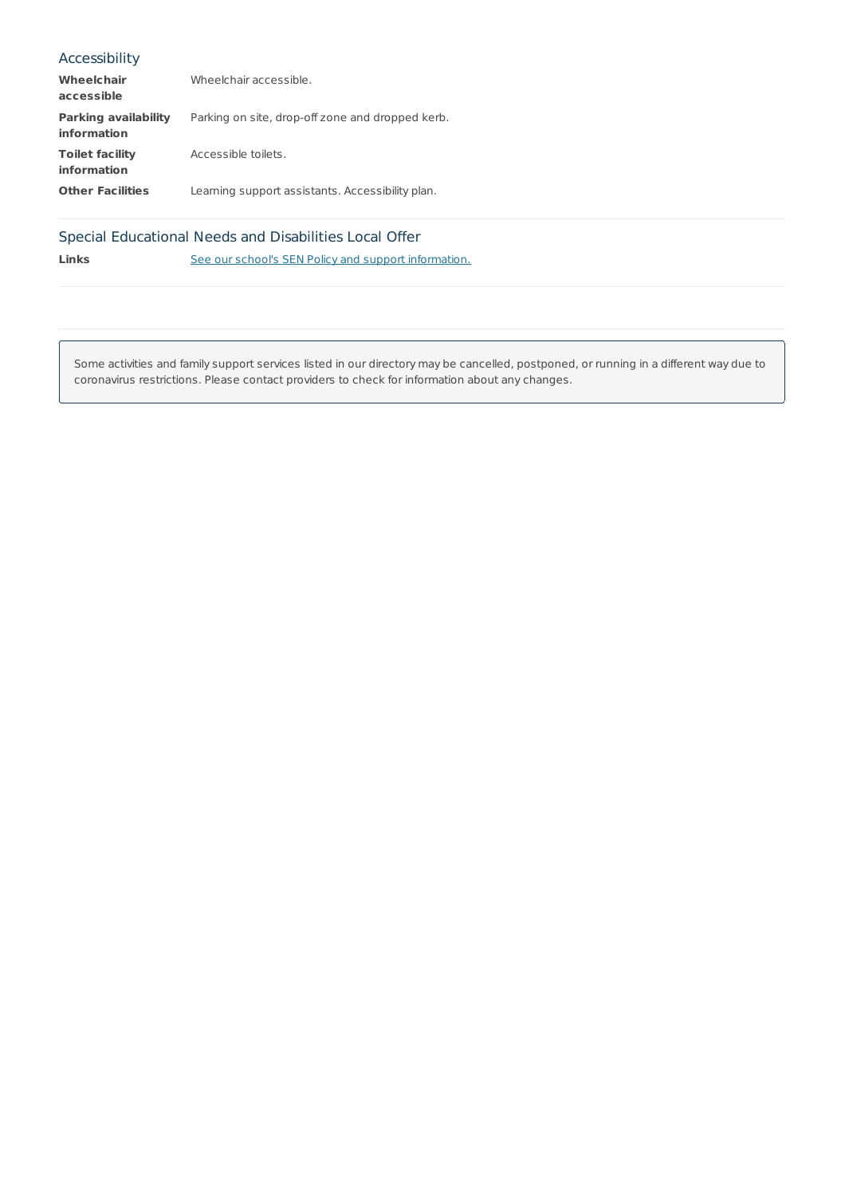## Accessibility

| | |
|---|---|
| **Wheelchair accessible** | Wheelchair accessible. |
| **Parking availability information** | Parking on site, drop-off zone and dropped kerb. |
| **Toilet facility information** | Accessible toilets. |
| **Other Facilities** | Learning support assistants. Accessibility plan. |

## Special Educational Needs and Disabilities Local Offer

| | |
|---|---|
| **Links** | See our school's SEN Policy and support information. |

Some activities and family support services listed in our directory may be cancelled, postponed, or running in a different way due to coronavirus restrictions. Please contact providers to check for information about any changes.